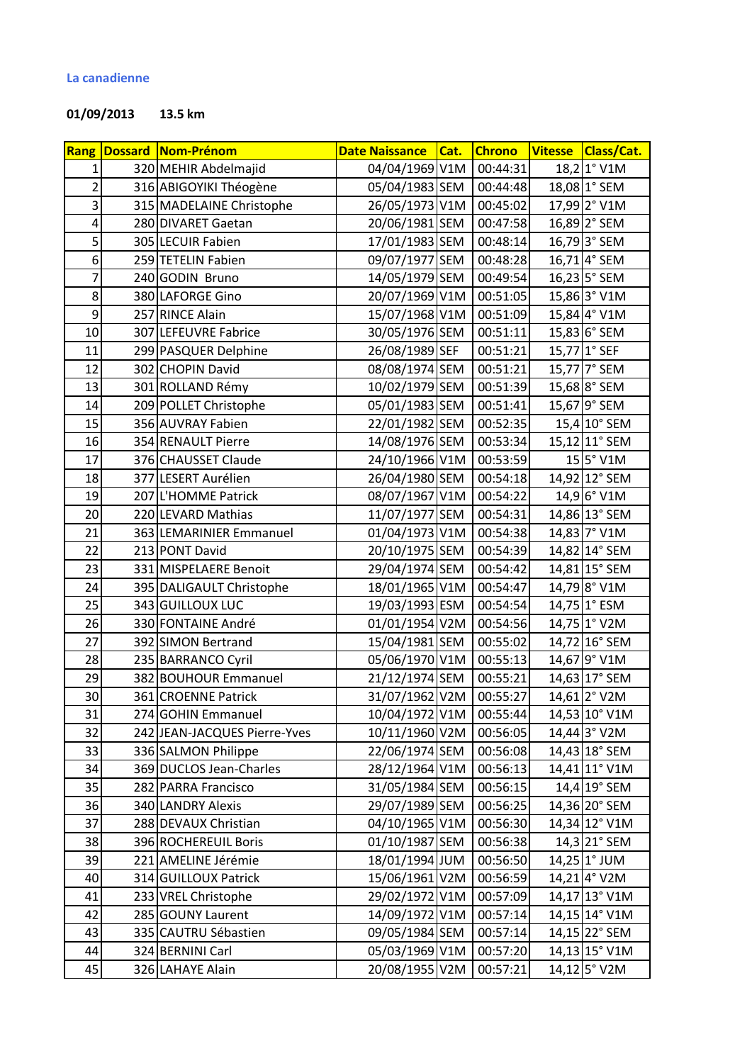**La canadienne**

**01/09/2013 13.5 km**

| Rang | Dossard | Nom-Prénom | Date Naissance | Cat. | Chrono | Vitesse | Class/Cat. |
|---|---|---|---|---|---|---|---|
| 1 | 320 | MEHIR Abdelmajid | 04/04/1969 | V1M | 00:44:31 | 18,2 | 1° V1M |
| 2 | 316 | ABIGOYIKI Théogène | 05/04/1983 | SEM | 00:44:48 | 18,08 | 1° SEM |
| 3 | 315 | MADELAINE Christophe | 26/05/1973 | V1M | 00:45:02 | 17,99 | 2° V1M |
| 4 | 280 | DIVARET Gaetan | 20/06/1981 | SEM | 00:47:58 | 16,89 | 2° SEM |
| 5 | 305 | LECUIR Fabien | 17/01/1983 | SEM | 00:48:14 | 16,79 | 3° SEM |
| 6 | 259 | TETELIN Fabien | 09/07/1977 | SEM | 00:48:28 | 16,71 | 4° SEM |
| 7 | 240 | GODIN Bruno | 14/05/1979 | SEM | 00:49:54 | 16,23 | 5° SEM |
| 8 | 380 | LAFORGE Gino | 20/07/1969 | V1M | 00:51:05 | 15,86 | 3° V1M |
| 9 | 257 | RINCE Alain | 15/07/1968 | V1M | 00:51:09 | 15,84 | 4° V1M |
| 10 | 307 | LEFEUVRE Fabrice | 30/05/1976 | SEM | 00:51:11 | 15,83 | 6° SEM |
| 11 | 299 | PASQUER Delphine | 26/08/1989 | SEF | 00:51:21 | 15,77 | 1° SEF |
| 12 | 302 | CHOPIN David | 08/08/1974 | SEM | 00:51:21 | 15,77 | 7° SEM |
| 13 | 301 | ROLLAND Rémy | 10/02/1979 | SEM | 00:51:39 | 15,68 | 8° SEM |
| 14 | 209 | POLLET Christophe | 05/01/1983 | SEM | 00:51:41 | 15,67 | 9° SEM |
| 15 | 356 | AUVRAY Fabien | 22/01/1982 | SEM | 00:52:35 | 15,4 | 10° SEM |
| 16 | 354 | RENAULT Pierre | 14/08/1976 | SEM | 00:53:34 | 15,12 | 11° SEM |
| 17 | 376 | CHAUSSET Claude | 24/10/1966 | V1M | 00:53:59 | 15 | 5° V1M |
| 18 | 377 | LESERT Aurélien | 26/04/1980 | SEM | 00:54:18 | 14,92 | 12° SEM |
| 19 | 207 | L'HOMME Patrick | 08/07/1967 | V1M | 00:54:22 | 14,9 | 6° V1M |
| 20 | 220 | LEVARD Mathias | 11/07/1977 | SEM | 00:54:31 | 14,86 | 13° SEM |
| 21 | 363 | LEMARINIER Emmanuel | 01/04/1973 | V1M | 00:54:38 | 14,83 | 7° V1M |
| 22 | 213 | PONT David | 20/10/1975 | SEM | 00:54:39 | 14,82 | 14° SEM |
| 23 | 331 | MISPELAERE Benoit | 29/04/1974 | SEM | 00:54:42 | 14,81 | 15° SEM |
| 24 | 395 | DALIGAULT Christophe | 18/01/1965 | V1M | 00:54:47 | 14,79 | 8° V1M |
| 25 | 343 | GUILLOUX LUC | 19/03/1993 | ESM | 00:54:54 | 14,75 | 1° ESM |
| 26 | 330 | FONTAINE André | 01/01/1954 | V2M | 00:54:56 | 14,75 | 1° V2M |
| 27 | 392 | SIMON Bertrand | 15/04/1981 | SEM | 00:55:02 | 14,72 | 16° SEM |
| 28 | 235 | BARRANCO Cyril | 05/06/1970 | V1M | 00:55:13 | 14,67 | 9° V1M |
| 29 | 382 | BOUHOUR Emmanuel | 21/12/1974 | SEM | 00:55:21 | 14,63 | 17° SEM |
| 30 | 361 | CROENNE Patrick | 31/07/1962 | V2M | 00:55:27 | 14,61 | 2° V2M |
| 31 | 274 | GOHIN Emmanuel | 10/04/1972 | V1M | 00:55:44 | 14,53 | 10° V1M |
| 32 | 242 | JEAN-JACQUES Pierre-Yves | 10/11/1960 | V2M | 00:56:05 | 14,44 | 3° V2M |
| 33 | 336 | SALMON Philippe | 22/06/1974 | SEM | 00:56:08 | 14,43 | 18° SEM |
| 34 | 369 | DUCLOS Jean-Charles | 28/12/1964 | V1M | 00:56:13 | 14,41 | 11° V1M |
| 35 | 282 | PARRA Francisco | 31/05/1984 | SEM | 00:56:15 | 14,4 | 19° SEM |
| 36 | 340 | LANDRY Alexis | 29/07/1989 | SEM | 00:56:25 | 14,36 | 20° SEM |
| 37 | 288 | DEVAUX Christian | 04/10/1965 | V1M | 00:56:30 | 14,34 | 12° V1M |
| 38 | 396 | ROCHEREUIL Boris | 01/10/1987 | SEM | 00:56:38 | 14,3 | 21° SEM |
| 39 | 221 | AMELINE Jérémie | 18/01/1994 | JUM | 00:56:50 | 14,25 | 1° JUM |
| 40 | 314 | GUILLOUX Patrick | 15/06/1961 | V2M | 00:56:59 | 14,21 | 4° V2M |
| 41 | 233 | VREL Christophe | 29/02/1972 | V1M | 00:57:09 | 14,17 | 13° V1M |
| 42 | 285 | GOUNY Laurent | 14/09/1972 | V1M | 00:57:14 | 14,15 | 14° V1M |
| 43 | 335 | CAUTRU Sébastien | 09/05/1984 | SEM | 00:57:14 | 14,15 | 22° SEM |
| 44 | 324 | BERNINI Carl | 05/03/1969 | V1M | 00:57:20 | 14,13 | 15° V1M |
| 45 | 326 | LAHAYE Alain | 20/08/1955 | V2M | 00:57:21 | 14,12 | 5° V2M |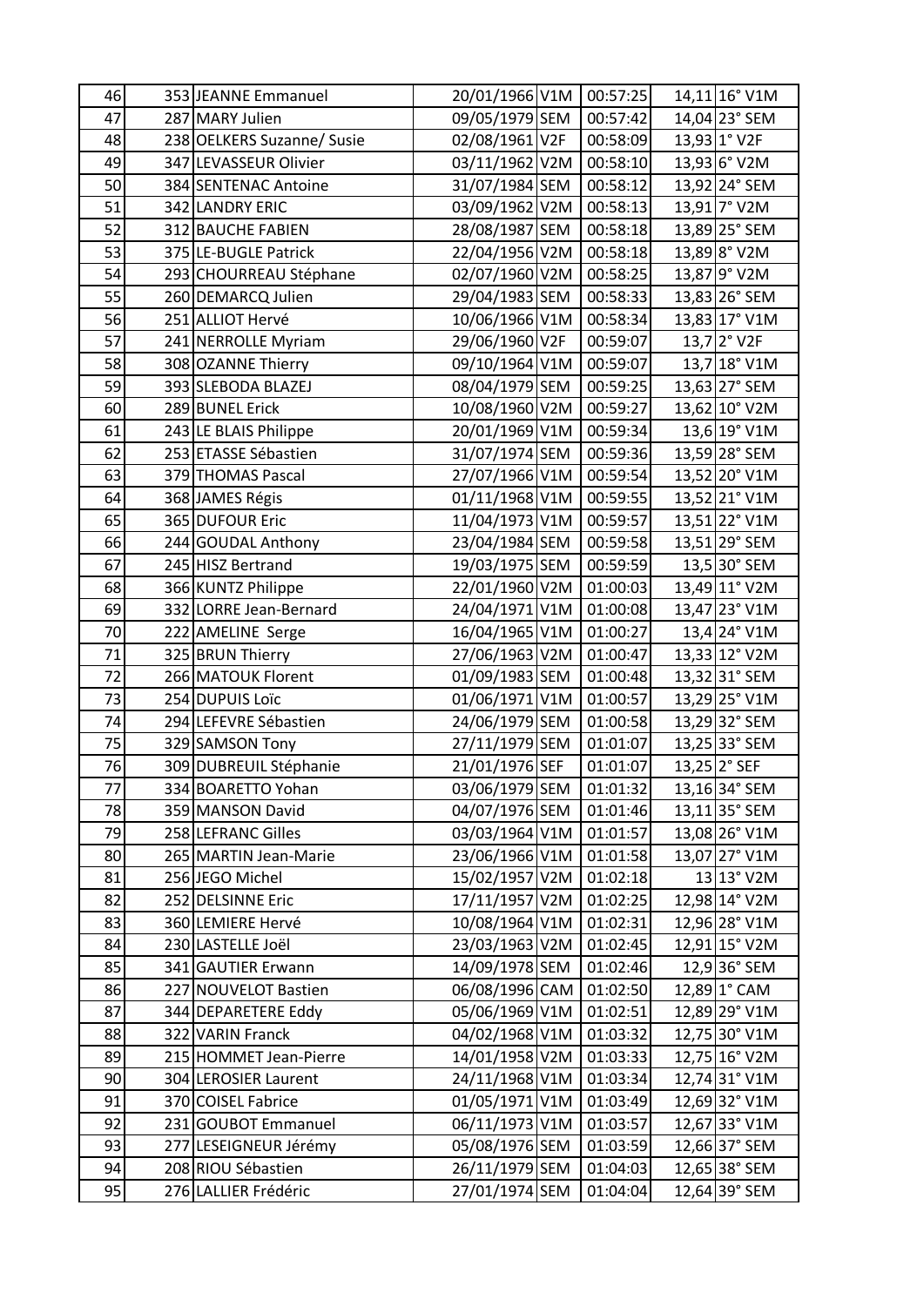| | | | | | | | |
|---|---|---|---|---|---|---|---|
| 46 | 353 | JEANNE Emmanuel | 20/01/1966 | V1M | 00:57:25 | 14,11 | 16° V1M |
| 47 | 287 | MARY Julien | 09/05/1979 | SEM | 00:57:42 | 14,04 | 23° SEM |
| 48 | 238 | OELKERS Suzanne/ Susie | 02/08/1961 | V2F | 00:58:09 | 13,93 | 1° V2F |
| 49 | 347 | LEVASSEUR Olivier | 03/11/1962 | V2M | 00:58:10 | 13,93 | 6° V2M |
| 50 | 384 | SENTENAC Antoine | 31/07/1984 | SEM | 00:58:12 | 13,92 | 24° SEM |
| 51 | 342 | LANDRY ERIC | 03/09/1962 | V2M | 00:58:13 | 13,91 | 7° V2M |
| 52 | 312 | BAUCHE FABIEN | 28/08/1987 | SEM | 00:58:18 | 13,89 | 25° SEM |
| 53 | 375 | LE-BUGLE Patrick | 22/04/1956 | V2M | 00:58:18 | 13,89 | 8° V2M |
| 54 | 293 | CHOURREAU Stéphane | 02/07/1960 | V2M | 00:58:25 | 13,87 | 9° V2M |
| 55 | 260 | DEMARCQ Julien | 29/04/1983 | SEM | 00:58:33 | 13,83 | 26° SEM |
| 56 | 251 | ALLIOT Hervé | 10/06/1966 | V1M | 00:58:34 | 13,83 | 17° V1M |
| 57 | 241 | NERROLLE Myriam | 29/06/1960 | V2F | 00:59:07 | 13,7 | 2° V2F |
| 58 | 308 | OZANNE Thierry | 09/10/1964 | V1M | 00:59:07 | 13,7 | 18° V1M |
| 59 | 393 | SLEBODA BLAZEJ | 08/04/1979 | SEM | 00:59:25 | 13,63 | 27° SEM |
| 60 | 289 | BUNEL Erick | 10/08/1960 | V2M | 00:59:27 | 13,62 | 10° V2M |
| 61 | 243 | LE BLAIS Philippe | 20/01/1969 | V1M | 00:59:34 | 13,6 | 19° V1M |
| 62 | 253 | ETASSE Sébastien | 31/07/1974 | SEM | 00:59:36 | 13,59 | 28° SEM |
| 63 | 379 | THOMAS Pascal | 27/07/1966 | V1M | 00:59:54 | 13,52 | 20° V1M |
| 64 | 368 | JAMES Régis | 01/11/1968 | V1M | 00:59:55 | 13,52 | 21° V1M |
| 65 | 365 | DUFOUR Eric | 11/04/1973 | V1M | 00:59:57 | 13,51 | 22° V1M |
| 66 | 244 | GOUDAL Anthony | 23/04/1984 | SEM | 00:59:58 | 13,51 | 29° SEM |
| 67 | 245 | HISZ Bertrand | 19/03/1975 | SEM | 00:59:59 | 13,5 | 30° SEM |
| 68 | 366 | KUNTZ Philippe | 22/01/1960 | V2M | 01:00:03 | 13,49 | 11° V2M |
| 69 | 332 | LORRE Jean-Bernard | 24/04/1971 | V1M | 01:00:08 | 13,47 | 23° V1M |
| 70 | 222 | AMELINE Serge | 16/04/1965 | V1M | 01:00:27 | 13,4 | 24° V1M |
| 71 | 325 | BRUN Thierry | 27/06/1963 | V2M | 01:00:47 | 13,33 | 12° V2M |
| 72 | 266 | MATOUK Florent | 01/09/1983 | SEM | 01:00:48 | 13,32 | 31° SEM |
| 73 | 254 | DUPUIS Loïc | 01/06/1971 | V1M | 01:00:57 | 13,29 | 25° V1M |
| 74 | 294 | LEFEVRE Sébastien | 24/06/1979 | SEM | 01:00:58 | 13,29 | 32° SEM |
| 75 | 329 | SAMSON Tony | 27/11/1979 | SEM | 01:01:07 | 13,25 | 33° SEM |
| 76 | 309 | DUBREUIL Stéphanie | 21/01/1976 | SEF | 01:01:07 | 13,25 | 2° SEF |
| 77 | 334 | BOARETTO Yohan | 03/06/1979 | SEM | 01:01:32 | 13,16 | 34° SEM |
| 78 | 359 | MANSON David | 04/07/1976 | SEM | 01:01:46 | 13,11 | 35° SEM |
| 79 | 258 | LEFRANC Gilles | 03/03/1964 | V1M | 01:01:57 | 13,08 | 26° V1M |
| 80 | 265 | MARTIN Jean-Marie | 23/06/1966 | V1M | 01:01:58 | 13,07 | 27° V1M |
| 81 | 256 | JEGO Michel | 15/02/1957 | V2M | 01:02:18 | 13 | 13° V2M |
| 82 | 252 | DELSINNE Eric | 17/11/1957 | V2M | 01:02:25 | 12,98 | 14° V2M |
| 83 | 360 | LEMIERE Hervé | 10/08/1964 | V1M | 01:02:31 | 12,96 | 28° V1M |
| 84 | 230 | LASTELLE Joël | 23/03/1963 | V2M | 01:02:45 | 12,91 | 15° V2M |
| 85 | 341 | GAUTIER Erwann | 14/09/1978 | SEM | 01:02:46 | 12,9 | 36° SEM |
| 86 | 227 | NOUVELOT Bastien | 06/08/1996 | CAM | 01:02:50 | 12,89 | 1° CAM |
| 87 | 344 | DEPARETERE Eddy | 05/06/1969 | V1M | 01:02:51 | 12,89 | 29° V1M |
| 88 | 322 | VARIN Franck | 04/02/1968 | V1M | 01:03:32 | 12,75 | 30° V1M |
| 89 | 215 | HOMMET Jean-Pierre | 14/01/1958 | V2M | 01:03:33 | 12,75 | 16° V2M |
| 90 | 304 | LEROSIER Laurent | 24/11/1968 | V1M | 01:03:34 | 12,74 | 31° V1M |
| 91 | 370 | COISEL Fabrice | 01/05/1971 | V1M | 01:03:49 | 12,69 | 32° V1M |
| 92 | 231 | GOUBOT Emmanuel | 06/11/1973 | V1M | 01:03:57 | 12,67 | 33° V1M |
| 93 | 277 | LESEIGNEUR Jérémy | 05/08/1976 | SEM | 01:03:59 | 12,66 | 37° SEM |
| 94 | 208 | RIOU Sébastien | 26/11/1979 | SEM | 01:04:03 | 12,65 | 38° SEM |
| 95 | 276 | LALLIER Frédéric | 27/01/1974 | SEM | 01:04:04 | 12,64 | 39° SEM |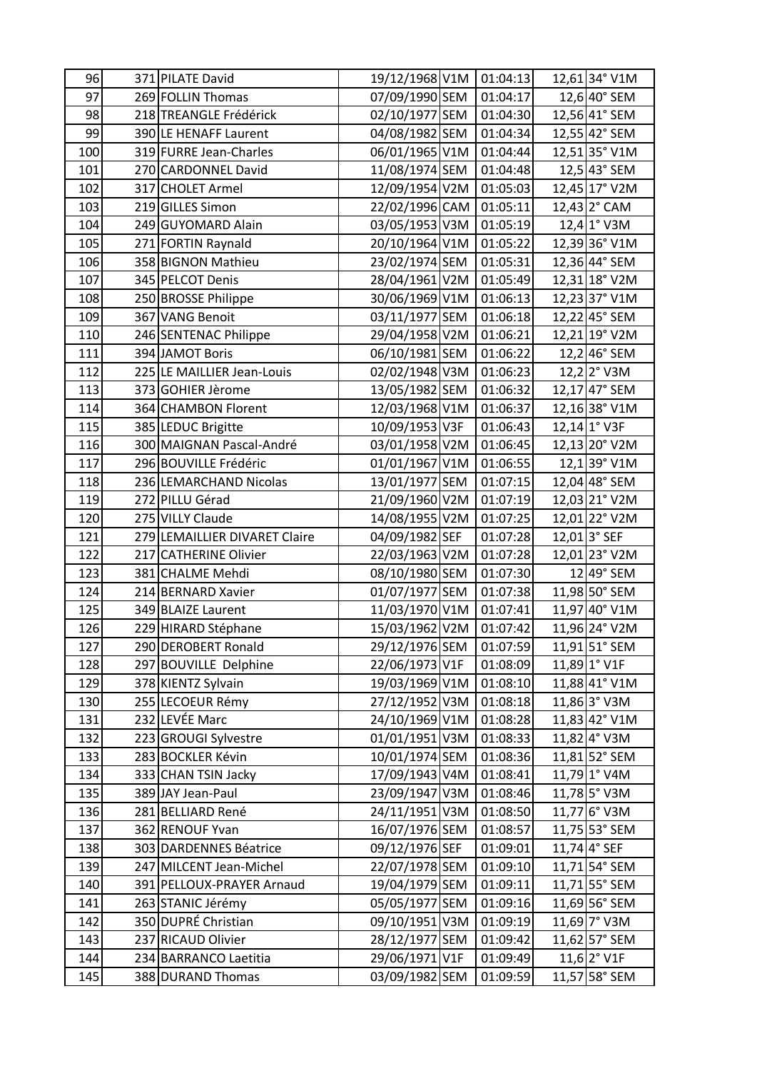| | | | | | | | |
|---|---|---|---|---|---|---|---|
| 96 | 371 | PILATE David | 19/12/1968 | V1M | 01:04:13 | 12,61 | 34° V1M |
| 97 | 269 | FOLLIN Thomas | 07/09/1990 | SEM | 01:04:17 | 12,6 | 40° SEM |
| 98 | 218 | TREANGLE Frédérick | 02/10/1977 | SEM | 01:04:30 | 12,56 | 41° SEM |
| 99 | 390 | LE HENAFF Laurent | 04/08/1982 | SEM | 01:04:34 | 12,55 | 42° SEM |
| 100 | 319 | FURRE Jean-Charles | 06/01/1965 | V1M | 01:04:44 | 12,51 | 35° V1M |
| 101 | 270 | CARDONNEL David | 11/08/1974 | SEM | 01:04:48 | 12,5 | 43° SEM |
| 102 | 317 | CHOLET Armel | 12/09/1954 | V2M | 01:05:03 | 12,45 | 17° V2M |
| 103 | 219 | GILLES Simon | 22/02/1996 | CAM | 01:05:11 | 12,43 | 2° CAM |
| 104 | 249 | GUYOMARD Alain | 03/05/1953 | V3M | 01:05:19 | 12,4 | 1° V3M |
| 105 | 271 | FORTIN Raynald | 20/10/1964 | V1M | 01:05:22 | 12,39 | 36° V1M |
| 106 | 358 | BIGNON Mathieu | 23/02/1974 | SEM | 01:05:31 | 12,36 | 44° SEM |
| 107 | 345 | PELCOT Denis | 28/04/1961 | V2M | 01:05:49 | 12,31 | 18° V2M |
| 108 | 250 | BROSSE Philippe | 30/06/1969 | V1M | 01:06:13 | 12,23 | 37° V1M |
| 109 | 367 | VANG Benoit | 03/11/1977 | SEM | 01:06:18 | 12,22 | 45° SEM |
| 110 | 246 | SENTENAC Philippe | 29/04/1958 | V2M | 01:06:21 | 12,21 | 19° V2M |
| 111 | 394 | JAMOT Boris | 06/10/1981 | SEM | 01:06:22 | 12,2 | 46° SEM |
| 112 | 225 | LE MAILLIER Jean-Louis | 02/02/1948 | V3M | 01:06:23 | 12,2 | 2° V3M |
| 113 | 373 | GOHIER Jèrome | 13/05/1982 | SEM | 01:06:32 | 12,17 | 47° SEM |
| 114 | 364 | CHAMBON Florent | 12/03/1968 | V1M | 01:06:37 | 12,16 | 38° V1M |
| 115 | 385 | LEDUC Brigitte | 10/09/1953 | V3F | 01:06:43 | 12,14 | 1° V3F |
| 116 | 300 | MAIGNAN Pascal-André | 03/01/1958 | V2M | 01:06:45 | 12,13 | 20° V2M |
| 117 | 296 | BOUVILLE Frédéric | 01/01/1967 | V1M | 01:06:55 | 12,1 | 39° V1M |
| 118 | 236 | LEMARCHAND Nicolas | 13/01/1977 | SEM | 01:07:15 | 12,04 | 48° SEM |
| 119 | 272 | PILLU Gérad | 21/09/1960 | V2M | 01:07:19 | 12,03 | 21° V2M |
| 120 | 275 | VILLY Claude | 14/08/1955 | V2M | 01:07:25 | 12,01 | 22° V2M |
| 121 | 279 | LEMAILLIER DIVARET Claire | 04/09/1982 | SEF | 01:07:28 | 12,01 | 3° SEF |
| 122 | 217 | CATHERINE Olivier | 22/03/1963 | V2M | 01:07:28 | 12,01 | 23° V2M |
| 123 | 381 | CHALME Mehdi | 08/10/1980 | SEM | 01:07:30 | 12 | 49° SEM |
| 124 | 214 | BERNARD Xavier | 01/07/1977 | SEM | 01:07:38 | 11,98 | 50° SEM |
| 125 | 349 | BLAIZE Laurent | 11/03/1970 | V1M | 01:07:41 | 11,97 | 40° V1M |
| 126 | 229 | HIRARD Stéphane | 15/03/1962 | V2M | 01:07:42 | 11,96 | 24° V2M |
| 127 | 290 | DEROBERT Ronald | 29/12/1976 | SEM | 01:07:59 | 11,91 | 51° SEM |
| 128 | 297 | BOUVILLE Delphine | 22/06/1973 | V1F | 01:08:09 | 11,89 | 1° V1F |
| 129 | 378 | KIENTZ Sylvain | 19/03/1969 | V1M | 01:08:10 | 11,88 | 41° V1M |
| 130 | 255 | LECOEUR Rémy | 27/12/1952 | V3M | 01:08:18 | 11,86 | 3° V3M |
| 131 | 232 | LEVÉE Marc | 24/10/1969 | V1M | 01:08:28 | 11,83 | 42° V1M |
| 132 | 223 | GROUGI Sylvestre | 01/01/1951 | V3M | 01:08:33 | 11,82 | 4° V3M |
| 133 | 283 | BOCKLER Kévin | 10/01/1974 | SEM | 01:08:36 | 11,81 | 52° SEM |
| 134 | 333 | CHAN TSIN Jacky | 17/09/1943 | V4M | 01:08:41 | 11,79 | 1° V4M |
| 135 | 389 | JAY Jean-Paul | 23/09/1947 | V3M | 01:08:46 | 11,78 | 5° V3M |
| 136 | 281 | BELLIARD René | 24/11/1951 | V3M | 01:08:50 | 11,77 | 6° V3M |
| 137 | 362 | RENOUF Yvan | 16/07/1976 | SEM | 01:08:57 | 11,75 | 53° SEM |
| 138 | 303 | DARDENNES Béatrice | 09/12/1976 | SEF | 01:09:01 | 11,74 | 4° SEF |
| 139 | 247 | MILCENT Jean-Michel | 22/07/1978 | SEM | 01:09:10 | 11,71 | 54° SEM |
| 140 | 391 | PELLOUX-PRAYER Arnaud | 19/04/1979 | SEM | 01:09:11 | 11,71 | 55° SEM |
| 141 | 263 | STANIC Jérémy | 05/05/1977 | SEM | 01:09:16 | 11,69 | 56° SEM |
| 142 | 350 | DUPRÉ Christian | 09/10/1951 | V3M | 01:09:19 | 11,69 | 7° V3M |
| 143 | 237 | RICAUD Olivier | 28/12/1977 | SEM | 01:09:42 | 11,62 | 57° SEM |
| 144 | 234 | BARRANCO Laetitia | 29/06/1971 | V1F | 01:09:49 | 11,6 | 2° V1F |
| 145 | 388 | DURAND Thomas | 03/09/1982 | SEM | 01:09:59 | 11,57 | 58° SEM |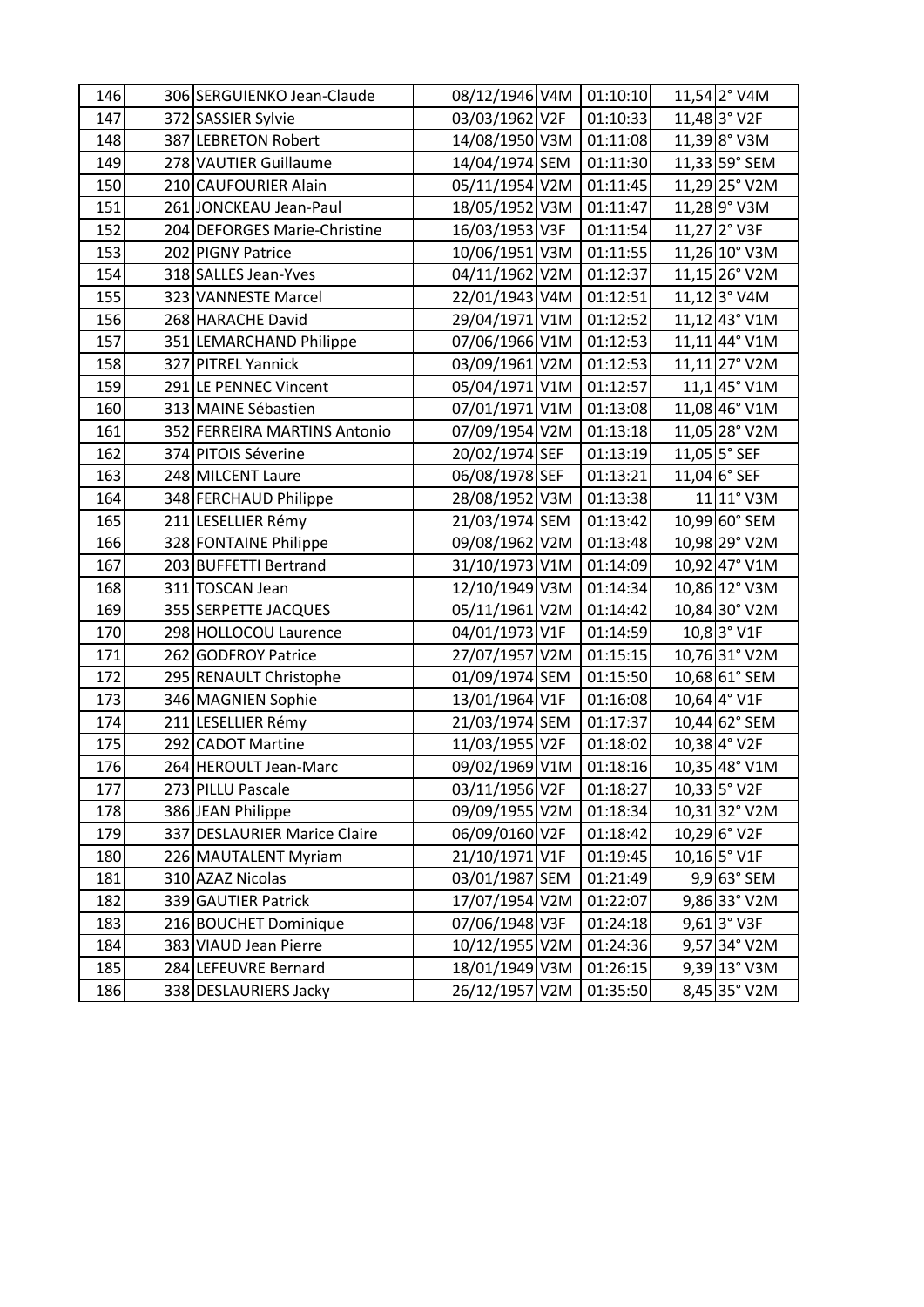| | | | | | | | |
|---|---|---|---|---|---|---|---|
| 146 | 306 | SERGUIENKO Jean-Claude | 08/12/1946 | V4M | 01:10:10 | 11,54 | 2° V4M |
| 147 | 372 | SASSIER Sylvie | 03/03/1962 | V2F | 01:10:33 | 11,48 | 3° V2F |
| 148 | 387 | LEBRETON Robert | 14/08/1950 | V3M | 01:11:08 | 11,39 | 8° V3M |
| 149 | 278 | VAUTIER Guillaume | 14/04/1974 | SEM | 01:11:30 | 11,33 | 59° SEM |
| 150 | 210 | CAUFOURIER Alain | 05/11/1954 | V2M | 01:11:45 | 11,29 | 25° V2M |
| 151 | 261 | JONCKEAU Jean-Paul | 18/05/1952 | V3M | 01:11:47 | 11,28 | 9° V3M |
| 152 | 204 | DEFORGES Marie-Christine | 16/03/1953 | V3F | 01:11:54 | 11,27 | 2° V3F |
| 153 | 202 | PIGNY Patrice | 10/06/1951 | V3M | 01:11:55 | 11,26 | 10° V3M |
| 154 | 318 | SALLES Jean-Yves | 04/11/1962 | V2M | 01:12:37 | 11,15 | 26° V2M |
| 155 | 323 | VANNESTE Marcel | 22/01/1943 | V4M | 01:12:51 | 11,12 | 3° V4M |
| 156 | 268 | HARACHE David | 29/04/1971 | V1M | 01:12:52 | 11,12 | 43° V1M |
| 157 | 351 | LEMARCHAND Philippe | 07/06/1966 | V1M | 01:12:53 | 11,11 | 44° V1M |
| 158 | 327 | PITREL Yannick | 03/09/1961 | V2M | 01:12:53 | 11,11 | 27° V2M |
| 159 | 291 | LE PENNEC Vincent | 05/04/1971 | V1M | 01:12:57 | 11,1 | 45° V1M |
| 160 | 313 | MAINE Sébastien | 07/01/1971 | V1M | 01:13:08 | 11,08 | 46° V1M |
| 161 | 352 | FERREIRA MARTINS Antonio | 07/09/1954 | V2M | 01:13:18 | 11,05 | 28° V2M |
| 162 | 374 | PITOIS Séverine | 20/02/1974 | SEF | 01:13:19 | 11,05 | 5° SEF |
| 163 | 248 | MILCENT Laure | 06/08/1978 | SEF | 01:13:21 | 11,04 | 6° SEF |
| 164 | 348 | FERCHAUD Philippe | 28/08/1952 | V3M | 01:13:38 | 11 | 11° V3M |
| 165 | 211 | LESELLIER Rémy | 21/03/1974 | SEM | 01:13:42 | 10,99 | 60° SEM |
| 166 | 328 | FONTAINE Philippe | 09/08/1962 | V2M | 01:13:48 | 10,98 | 29° V2M |
| 167 | 203 | BUFFETTI Bertrand | 31/10/1973 | V1M | 01:14:09 | 10,92 | 47° V1M |
| 168 | 311 | TOSCAN Jean | 12/10/1949 | V3M | 01:14:34 | 10,86 | 12° V3M |
| 169 | 355 | SERPETTE JACQUES | 05/11/1961 | V2M | 01:14:42 | 10,84 | 30° V2M |
| 170 | 298 | HOLLOCOU Laurence | 04/01/1973 | V1F | 01:14:59 | 10,8 | 3° V1F |
| 171 | 262 | GODFROY Patrice | 27/07/1957 | V2M | 01:15:15 | 10,76 | 31° V2M |
| 172 | 295 | RENAULT Christophe | 01/09/1974 | SEM | 01:15:50 | 10,68 | 61° SEM |
| 173 | 346 | MAGNIEN Sophie | 13/01/1964 | V1F | 01:16:08 | 10,64 | 4° V1F |
| 174 | 211 | LESELLIER Rémy | 21/03/1974 | SEM | 01:17:37 | 10,44 | 62° SEM |
| 175 | 292 | CADOT Martine | 11/03/1955 | V2F | 01:18:02 | 10,38 | 4° V2F |
| 176 | 264 | HEROULT Jean-Marc | 09/02/1969 | V1M | 01:18:16 | 10,35 | 48° V1M |
| 177 | 273 | PILLU Pascale | 03/11/1956 | V2F | 01:18:27 | 10,33 | 5° V2F |
| 178 | 386 | JEAN Philippe | 09/09/1955 | V2M | 01:18:34 | 10,31 | 32° V2M |
| 179 | 337 | DESLAURIER Marice Claire | 06/09/0160 | V2F | 01:18:42 | 10,29 | 6° V2F |
| 180 | 226 | MAUTALENT Myriam | 21/10/1971 | V1F | 01:19:45 | 10,16 | 5° V1F |
| 181 | 310 | AZAZ Nicolas | 03/01/1987 | SEM | 01:21:49 | 9,9 | 63° SEM |
| 182 | 339 | GAUTIER Patrick | 17/07/1954 | V2M | 01:22:07 | 9,86 | 33° V2M |
| 183 | 216 | BOUCHET Dominique | 07/06/1948 | V3F | 01:24:18 | 9,61 | 3° V3F |
| 184 | 383 | VIAUD Jean Pierre | 10/12/1955 | V2M | 01:24:36 | 9,57 | 34° V2M |
| 185 | 284 | LEFEUVRE Bernard | 18/01/1949 | V3M | 01:26:15 | 9,39 | 13° V3M |
| 186 | 338 | DESLAURIERS Jacky | 26/12/1957 | V2M | 01:35:50 | 8,45 | 35° V2M |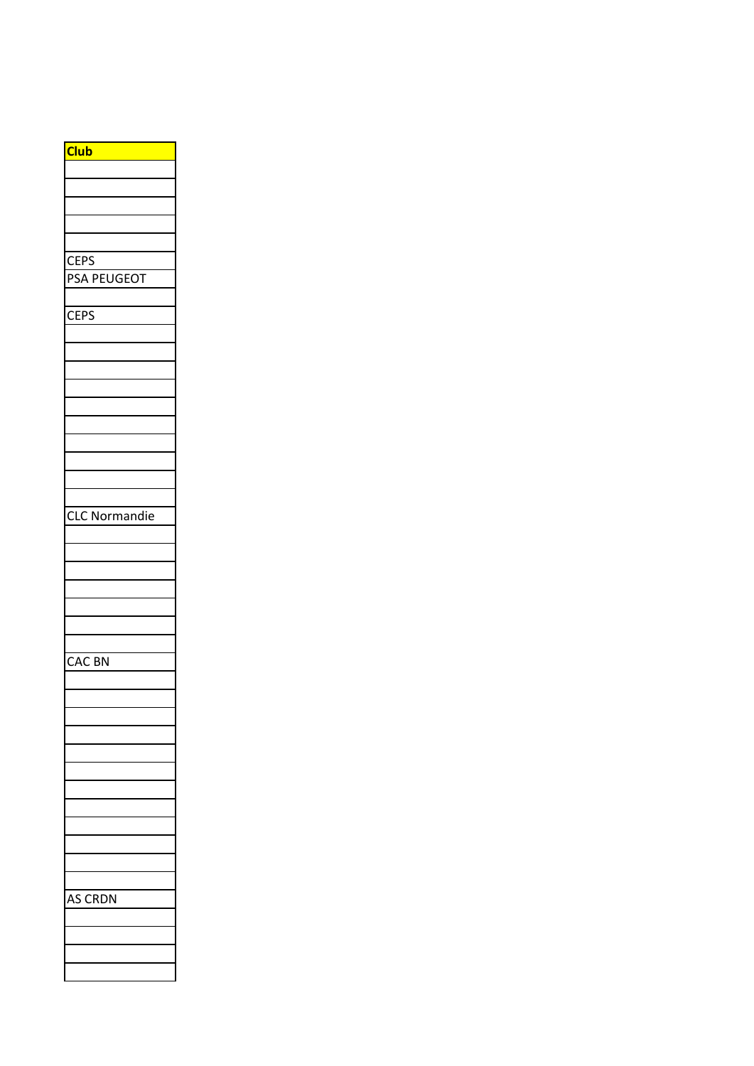| Club |
|---|
| |
| |
| |
| |
| |
| CEPS |
| PSA PEUGEOT |
| |
| CEPS |
| |
| |
| |
| |
| |
| |
| |
| |
| |
| |
| CLC Normandie |
| |
| |
| |
| |
| |
| |
| |
| CAC BN |
| |
| |
| |
| |
| |
| |
| |
| |
| |
| |
| |
| |
| AS CRDN |
| |
| |
| |
| |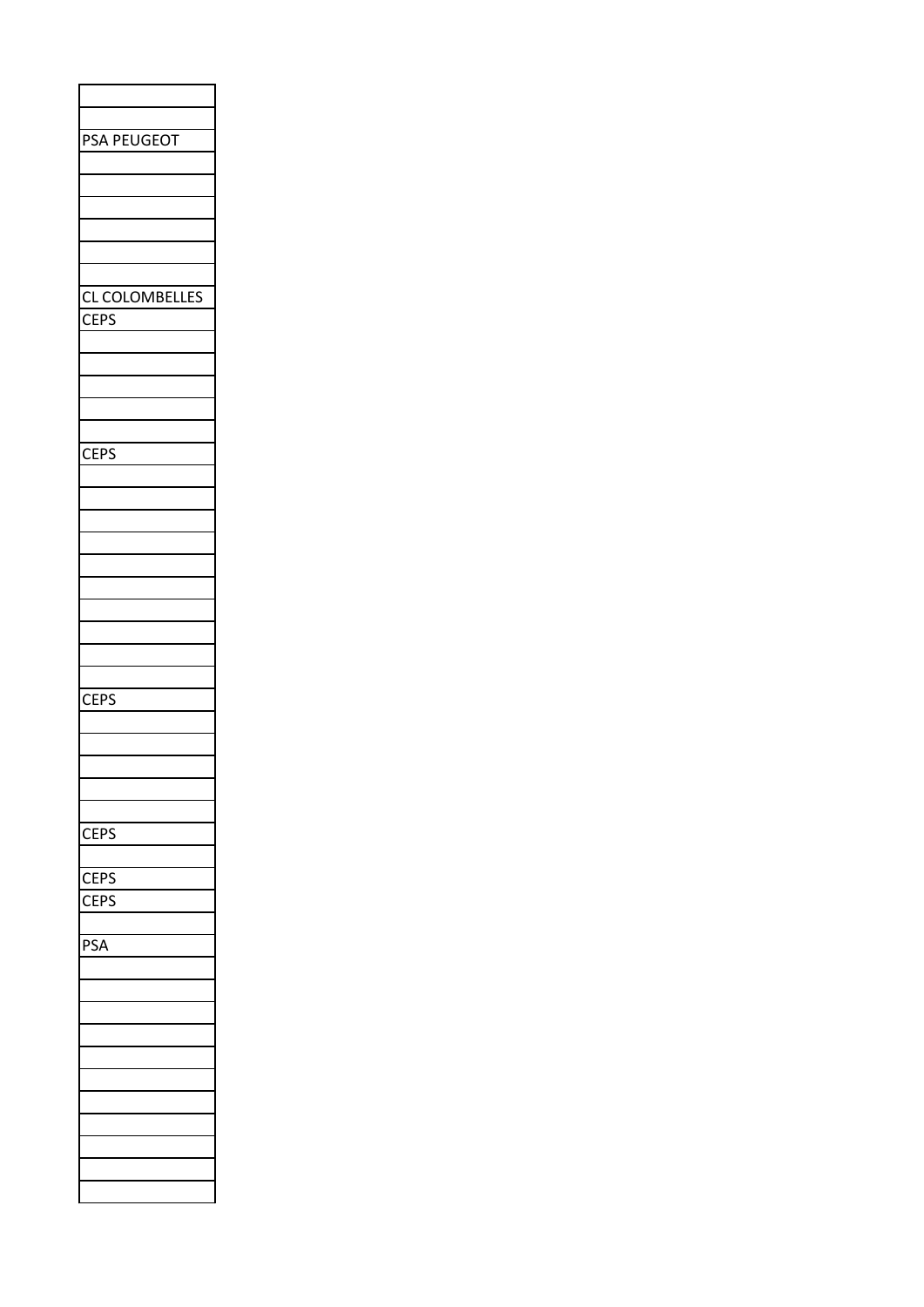| |
|---|
| |
| PSA PEUGEOT |
| |
| |
| |
| |
| |
| |
| CL COLOMBELLES |
| CEPS |
| |
| |
| |
| |
| |
| CEPS |
| |
| |
| |
| |
| |
| |
| |
| |
| |
| |
| CEPS |
| |
| |
| |
| |
| |
| CEPS |
| |
| CEPS |
| CEPS |
| |
| PSA |
| |
| |
| |
| |
| |
| |
| |
| |
| |
| |
| |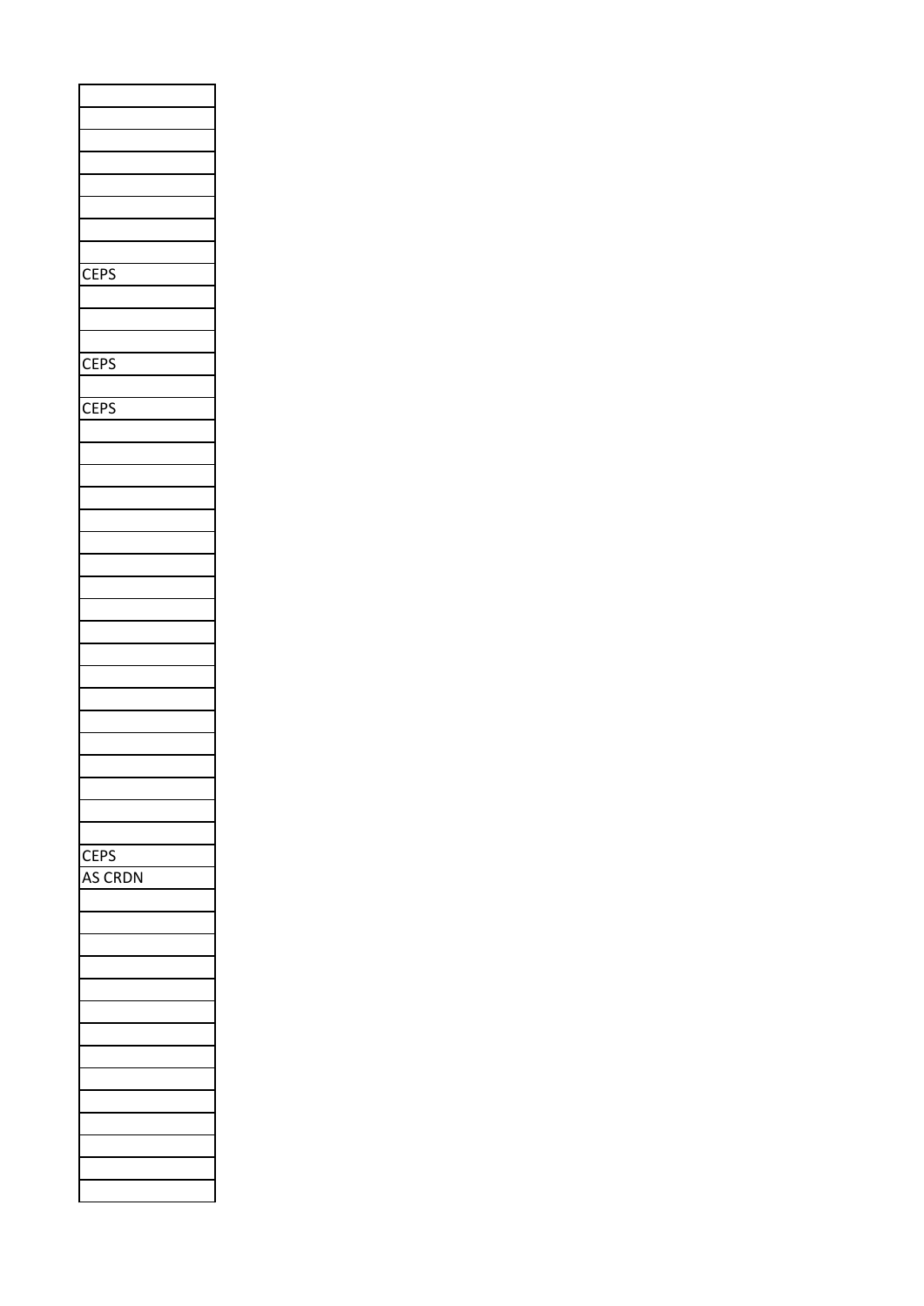| |
|---|
| |
| |
| |
| |
| |
| |
| |
| |
| CEPS |
| |
| |
| |
| CEPS |
| |
| CEPS |
| |
| |
| |
| |
| |
| |
| |
| |
| |
| |
| |
| |
| |
| |
| |
| |
| |
| |
| |
| CEPS |
| AS CRDN |
| |
| |
| |
| |
| |
| |
| |
| |
| |
| |
| |
| |
| |
| |